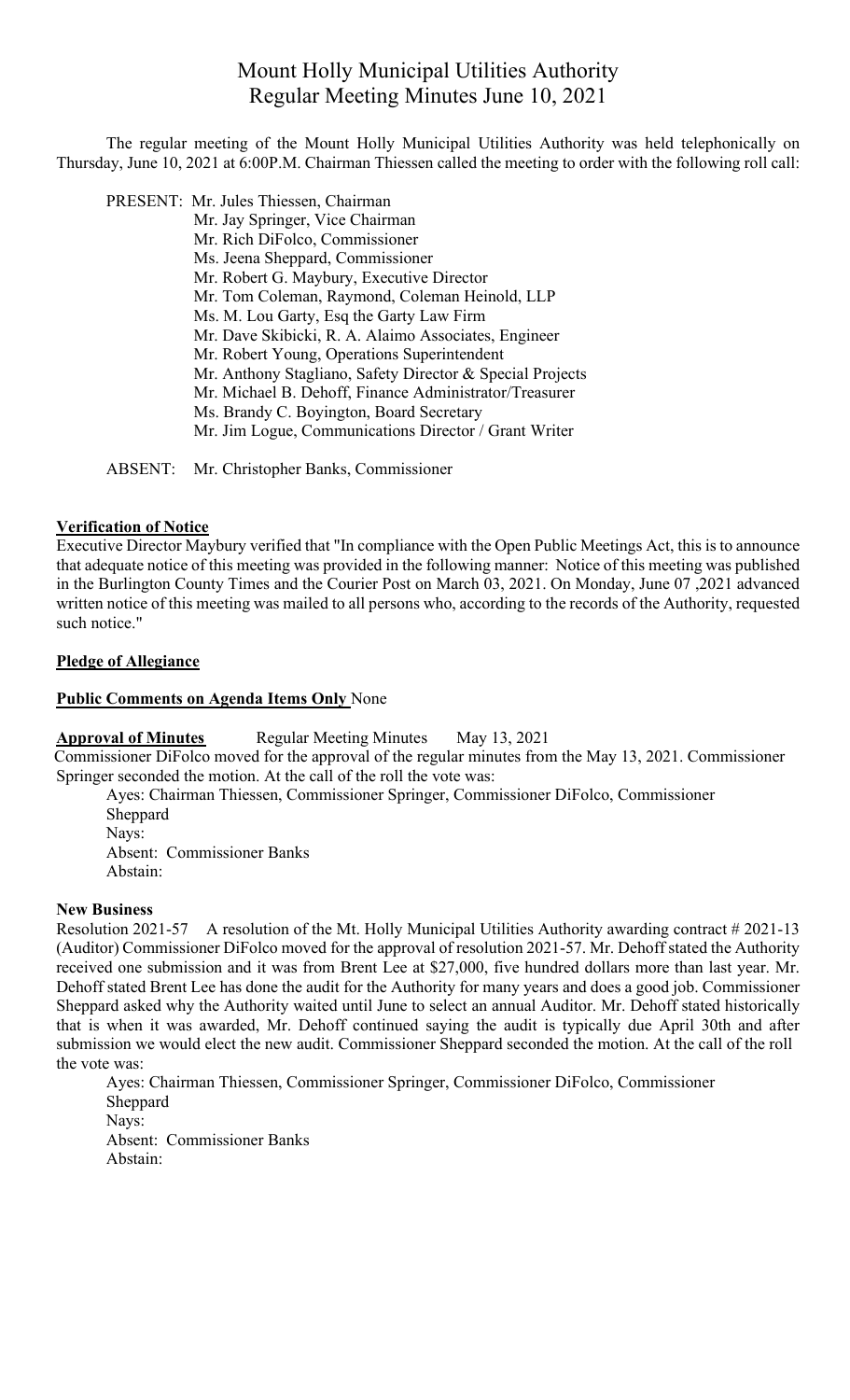# Mount Holly Municipal Utilities Authority
## Regular Meeting Minutes June 10, 2021

The regular meeting of the Mount Holly Municipal Utilities Authority was held telephonically on Thursday, June 10, 2021 at 6:00P.M. Chairman Thiessen called the meeting to order with the following roll call:

PRESENT: Mr. Jules Thiessen, Chairman
Mr. Jay Springer, Vice Chairman
Mr. Rich DiFolco, Commissioner
Ms. Jeena Sheppard, Commissioner
Mr. Robert G. Maybury, Executive Director
Mr. Tom Coleman, Raymond, Coleman Heinold, LLP
Ms. M. Lou Garty, Esq the Garty Law Firm
Mr. Dave Skibicki, R. A. Alaimo Associates, Engineer
Mr. Robert Young, Operations Superintendent
Mr. Anthony Stagliano, Safety Director & Special Projects
Mr. Michael B. Dehoff, Finance Administrator/Treasurer
Ms. Brandy C. Boyington, Board Secretary
Mr. Jim Logue, Communications Director / Grant Writer

ABSENT: Mr. Christopher Banks, Commissioner

**Verification of Notice**

Executive Director Maybury verified that "In compliance with the Open Public Meetings Act, this is to announce that adequate notice of this meeting was provided in the following manner: Notice of this meeting was published in the Burlington County Times and the Courier Post on March 03, 2021. On Monday, June 07 ,2021 advanced written notice of this meeting was mailed to all persons who, according to the records of the Authority, requested such notice."

**Pledge of Allegiance**

**Public Comments on Agenda Items Only** None

**Approval of Minutes** Regular Meeting Minutes May 13, 2021

Commissioner DiFolco moved for the approval of the regular minutes from the May 13, 2021. Commissioner Springer seconded the motion. At the call of the roll the vote was:

Ayes: Chairman Thiessen, Commissioner Springer, Commissioner DiFolco, Commissioner Sheppard
Nays:
Absent: Commissioner Banks
Abstain:

**New Business**

Resolution 2021-57 A resolution of the Mt. Holly Municipal Utilities Authority awarding contract # 2021-13 (Auditor) Commissioner DiFolco moved for the approval of resolution 2021-57. Mr. Dehoff stated the Authority received one submission and it was from Brent Lee at $27,000, five hundred dollars more than last year. Mr. Dehoff stated Brent Lee has done the audit for the Authority for many years and does a good job. Commissioner Sheppard asked why the Authority waited until June to select an annual Auditor. Mr. Dehoff stated historically that is when it was awarded, Mr. Dehoff continued saying the audit is typically due April 30th and after submission we would elect the new audit. Commissioner Sheppard seconded the motion. At the call of the roll the vote was:

Ayes: Chairman Thiessen, Commissioner Springer, Commissioner DiFolco, Commissioner Sheppard
Nays:
Absent: Commissioner Banks
Abstain: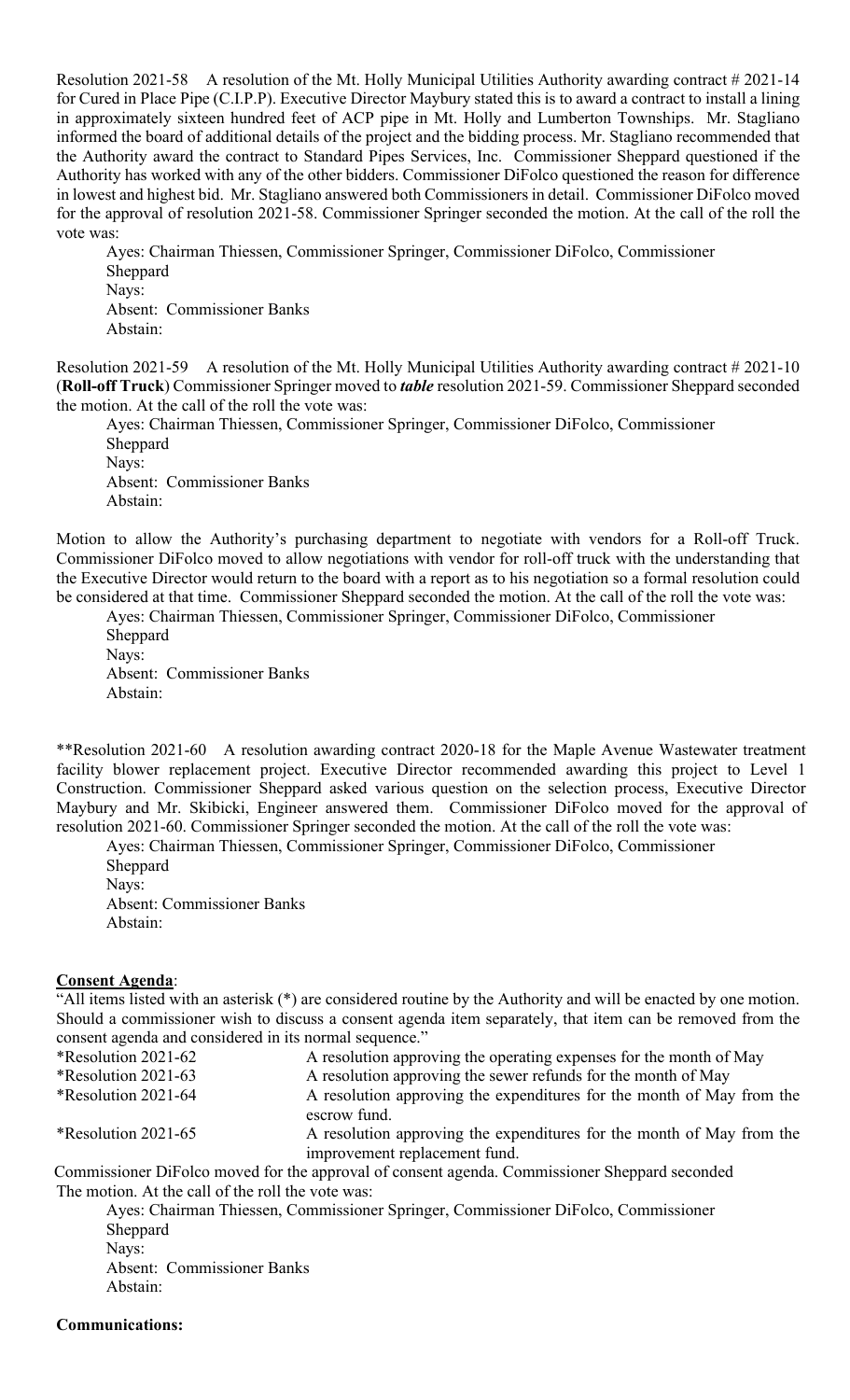Resolution 2021-58 A resolution of the Mt. Holly Municipal Utilities Authority awarding contract # 2021-14 for Cured in Place Pipe (C.I.P.P). Executive Director Maybury stated this is to award a contract to install a lining in approximately sixteen hundred feet of ACP pipe in Mt. Holly and Lumberton Townships. Mr. Stagliano informed the board of additional details of the project and the bidding process. Mr. Stagliano recommended that the Authority award the contract to Standard Pipes Services, Inc. Commissioner Sheppard questioned if the Authority has worked with any of the other bidders. Commissioner DiFolco questioned the reason for difference in lowest and highest bid. Mr. Stagliano answered both Commissioners in detail. Commissioner DiFolco moved for the approval of resolution 2021-58. Commissioner Springer seconded the motion. At the call of the roll the vote was:

Ayes: Chairman Thiessen, Commissioner Springer, Commissioner DiFolco, Commissioner Sheppard
Nays:
Absent: Commissioner Banks
Abstain:

Resolution 2021-59 A resolution of the Mt. Holly Municipal Utilities Authority awarding contract # 2021-10 (**Roll-off Truck**) Commissioner Springer moved to ***table*** resolution 2021-59. Commissioner Sheppard seconded the motion. At the call of the roll the vote was:

Ayes: Chairman Thiessen, Commissioner Springer, Commissioner DiFolco, Commissioner Sheppard
Nays:
Absent: Commissioner Banks
Abstain:

Motion to allow the Authority's purchasing department to negotiate with vendors for a Roll-off Truck. Commissioner DiFolco moved to allow negotiations with vendor for roll-off truck with the understanding that the Executive Director would return to the board with a report as to his negotiation so a formal resolution could be considered at that time. Commissioner Sheppard seconded the motion. At the call of the roll the vote was:

Ayes: Chairman Thiessen, Commissioner Springer, Commissioner DiFolco, Commissioner Sheppard
Nays:
Absent: Commissioner Banks
Abstain:

**Resolution 2021-60 A resolution awarding contract 2020-18 for the Maple Avenue Wastewater treatment facility blower replacement project. Executive Director recommended awarding this project to Level 1 Construction. Commissioner Sheppard asked various question on the selection process, Executive Director Maybury and Mr. Skibicki, Engineer answered them. Commissioner DiFolco moved for the approval of resolution 2021-60. Commissioner Springer seconded the motion. At the call of the roll the vote was:

Ayes: Chairman Thiessen, Commissioner Springer, Commissioner DiFolco, Commissioner Sheppard
Nays:
Absent: Commissioner Banks
Abstain:

**<u>Consent Agenda</u>**:

"All items listed with an asterisk (*) are considered routine by the Authority and will be enacted by one motion. Should a commissioner wish to discuss a consent agenda item separately, that item can be removed from the consent agenda and considered in its normal sequence."

| | |
|---|---|
| *Resolution 2021-62 | A resolution approving the operating expenses for the month of May |
| *Resolution 2021-63 | A resolution approving the sewer refunds for the month of May |
| *Resolution 2021-64 | A resolution approving the expenditures for the month of May from the escrow fund. |
| *Resolution 2021-65 | A resolution approving the expenditures for the month of May from the improvement replacement fund. |

Commissioner DiFolco moved for the approval of consent agenda. Commissioner Sheppard seconded The motion. At the call of the roll the vote was:

Ayes: Chairman Thiessen, Commissioner Springer, Commissioner DiFolco, Commissioner Sheppard
Nays:
Absent: Commissioner Banks
Abstain:

**Communications:**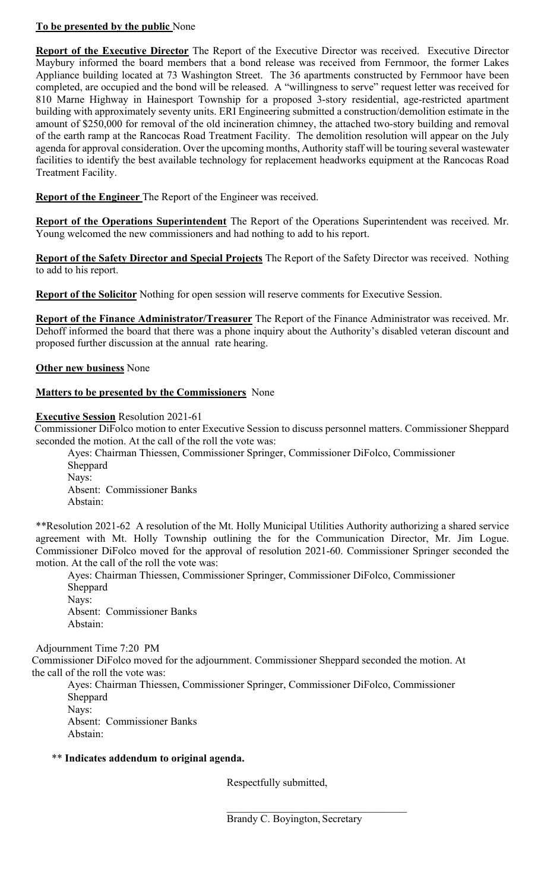**To be presented by the public** None

**Report of the Executive Director** The Report of the Executive Director was received. Executive Director Maybury informed the board members that a bond release was received from Fernmoor, the former Lakes Appliance building located at 73 Washington Street. The 36 apartments constructed by Fernmoor have been completed, are occupied and the bond will be released. A "willingness to serve" request letter was received for 810 Marne Highway in Hainesport Township for a proposed 3-story residential, age-restricted apartment building with approximately seventy units. ERI Engineering submitted a construction/demolition estimate in the amount of $250,000 for removal of the old incineration chimney, the attached two-story building and removal of the earth ramp at the Rancocas Road Treatment Facility. The demolition resolution will appear on the July agenda for approval consideration. Over the upcoming months, Authority staff will be touring several wastewater facilities to identify the best available technology for replacement headworks equipment at the Rancocas Road Treatment Facility.

**Report of the Engineer** The Report of the Engineer was received.

**Report of the Operations Superintendent** The Report of the Operations Superintendent was received. Mr. Young welcomed the new commissioners and had nothing to add to his report.

**Report of the Safety Director and Special Projects** The Report of the Safety Director was received. Nothing to add to his report.

**Report of the Solicitor** Nothing for open session will reserve comments for Executive Session.

**Report of the Finance Administrator/Treasurer** The Report of the Finance Administrator was received. Mr. Dehoff informed the board that there was a phone inquiry about the Authority's disabled veteran discount and proposed further discussion at the annual rate hearing.

**Other new business** None

**Matters to be presented by the Commissioners** None

**Executive Session** Resolution 2021-61

Commissioner DiFolco motion to enter Executive Session to discuss personnel matters. Commissioner Sheppard seconded the motion. At the call of the roll the vote was:

Ayes: Chairman Thiessen, Commissioner Springer, Commissioner DiFolco, Commissioner Sheppard
Nays:
Absent: Commissioner Banks
Abstain:

**Resolution 2021-62 A resolution of the Mt. Holly Municipal Utilities Authority authorizing a shared service agreement with Mt. Holly Township outlining the for the Communication Director, Mr. Jim Logue. Commissioner DiFolco moved for the approval of resolution 2021-60. Commissioner Springer seconded the motion. At the call of the roll the vote was:

Ayes: Chairman Thiessen, Commissioner Springer, Commissioner DiFolco, Commissioner Sheppard
Nays:
Absent: Commissioner Banks
Abstain:

Adjournment Time 7:20 PM

Commissioner DiFolco moved for the adjournment. Commissioner Sheppard seconded the motion. At the call of the roll the vote was:

Ayes: Chairman Thiessen, Commissioner Springer, Commissioner DiFolco, Commissioner Sheppard
Nays:
Absent: Commissioner Banks
Abstain:

** **Indicates addendum to original agenda.**

Respectfully submitted,

_______________________________

Brandy C. Boyington, Secretary